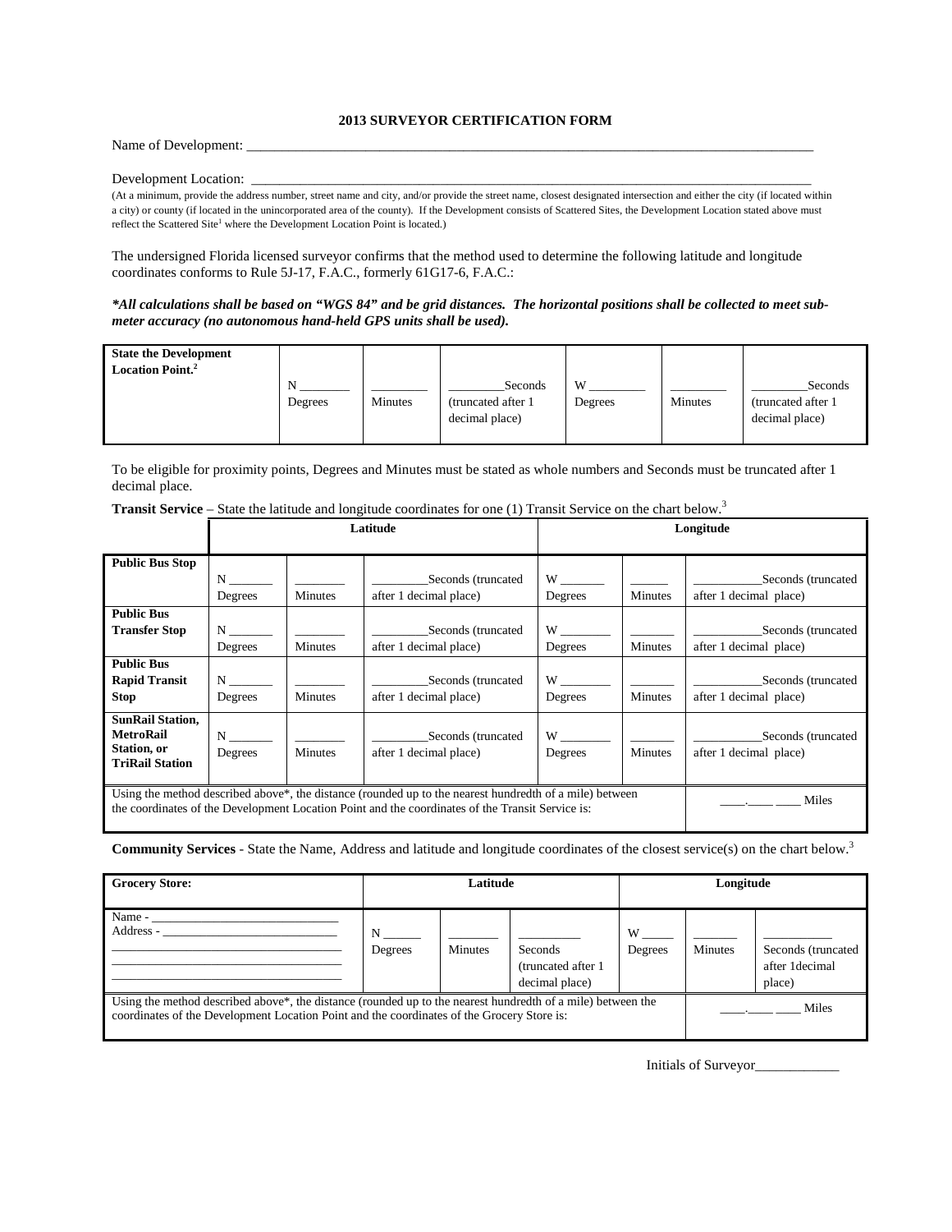# 2013 SURVEYOR CERTIFICATION FORM

Name of Development: ___________________________________________________________________________________

Development Location: _________________________________________________________________________________

(At a minimum, provide the address number, street name and city, and/or provide the street name, closest designated intersection and either the city (if located within a city) or county (if located in the unincorporated area of the county). If the Development consists of Scattered Sites, the Development Location stated above must reflect the Scattered Site[1] where the Development Location Point is located.)

The undersigned Florida licensed surveyor confirms that the method used to determine the following latitude and longitude coordinates conforms to Rule 5J-17, F.A.C., formerly 61G17-6, F.A.C.:

***All calculations shall be based on "WGS 84" and be grid distances. The horizontal positions shall be collected to meet sub-meter accuracy (no autonomous hand-held GPS units shall be used).***

| **State the Development Location Point.[2]** | N ________ Degrees | ________ Minutes | ________Seconds (truncated after 1 decimal place) | W ________ Degrees | ________ Minutes | ________Seconds (truncated after 1 decimal place) |
|---|---|---|---|---|---|---|

To be eligible for proximity points, Degrees and Minutes must be stated as whole numbers and Seconds must be truncated after 1 decimal place.

**Transit Service** – State the latitude and longitude coordinates for one (1) Transit Service on the chart below.[3]

| | **Latitude** | | | **Longitude** | | |
|---|---|---|---|---|---|---|
| **Public Bus Stop** | N _______ Degrees | ________ Minutes | ________Seconds (truncated after 1 decimal place) | W _______ Degrees | ______ Minutes | __________Seconds (truncated after 1 decimal place) |
| **Public Bus Transfer Stop** | N _______ Degrees | ________ Minutes | ________Seconds (truncated after 1 decimal place) | W ________ Degrees | _______ Minutes | __________Seconds (truncated after 1 decimal place) |
| **Public Bus Rapid Transit Stop** | N _______ Degrees | ________ Minutes | ________Seconds (truncated after 1 decimal place) | W ________ Degrees | _______ Minutes | __________Seconds (truncated after 1 decimal place) |
| **SunRail Station, MetroRail Station, or TriRail Station** | N _______ Degrees | ________ Minutes | ________Seconds (truncated after 1 decimal place) | W ________ Degrees | _______ Minutes | __________Seconds (truncated after 1 decimal place) |
| Using the method described above*, the distance (rounded up to the nearest hundredth of a mile) between the coordinates of the Development Location Point and the coordinates of the Transit Service is: | | | | | | ____.____ ____ Miles |

**Community Services** - State the Name, Address and latitude and longitude coordinates of the closest service(s) on the chart below.[3]

| **Grocery Store:** | **Latitude** | | | **Longitude** | | |
|---|---|---|---|---|---|---|
| Name - ____________________________ Address - __________________________ ___________________________________ ___________________________________ ___________________________________ | N ______ Degrees | ________ Minutes | __________ Seconds (truncated after 1 decimal place) | W _____ Degrees | _______ Minutes | __________ Seconds (truncated after 1decimal place) |
| Using the method described above*, the distance (rounded up to the nearest hundredth of a mile) between the coordinates of the Development Location Point and the coordinates of the Grocery Store is: | | | | | | ____.____ ____ Miles |

Initials of Surveyor____________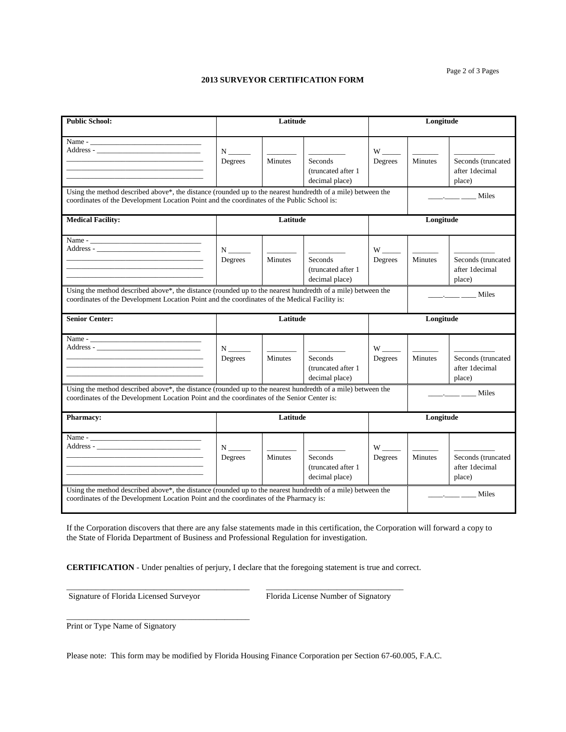## 2013 SURVEYOR CERTIFICATION FORM

| **Public School:** | Latitude | | | Longitude | | |
|---|---|---|---|---|---|---|
| Name - ______________________________<br>Address - ____________________________<br>____________________________________<br>____________________________________<br>____________________________________ | N ______<br>Degrees | ________<br>Minutes | __________<br>Seconds (truncated after 1 decimal place) | W _____<br>Degrees | _______<br>Minutes | ___________<br>Seconds (truncated after 1decimal place) |
| Using the method described above*, the distance (rounded up to the nearest hundredth of a mile) between the coordinates of the Development Location Point and the coordinates of the Public School is: | | | | | | ____.____ ____ Miles |
| **Medical Facility:** | Latitude | | | Longitude | | |
| Name - ______________________________<br>Address - ____________________________<br>____________________________________<br>____________________________________<br>____________________________________ | N ______<br>Degrees | ________<br>Minutes | __________<br>Seconds (truncated after 1 decimal place) | W _____<br>Degrees | _______<br>Minutes | ___________<br>Seconds (truncated after 1decimal place) |
| Using the method described above*, the distance (rounded up to the nearest hundredth of a mile) between the coordinates of the Development Location Point and the coordinates of the Medical Facility is: | | | | | | ____.____ ____ Miles |
| **Senior Center:** | Latitude | | | Longitude | | |
| Name - ______________________________<br>Address - ____________________________<br>____________________________________<br>____________________________________<br>____________________________________ | N ______<br>Degrees | ________<br>Minutes | __________<br>Seconds (truncated after 1 decimal place) | W _____<br>Degrees | _______<br>Minutes | ___________<br>Seconds (truncated after 1decimal place) |
| Using the method described above*, the distance (rounded up to the nearest hundredth of a mile) between the coordinates of the Development Location Point and the coordinates of the Senior Center is: | | | | | | ____.____ ____ Miles |
| **Pharmacy:** | Latitude | | | Longitude | | |
| Name - ______________________________<br>Address - ____________________________<br>____________________________________<br>____________________________________<br>____________________________________ | N ______<br>Degrees | ________<br>Minutes | __________<br>Seconds (truncated after 1 decimal place) | W _____<br>Degrees | _______<br>Minutes | ___________<br>Seconds (truncated after 1decimal place) |
| Using the method described above*, the distance (rounded up to the nearest hundredth of a mile) between the coordinates of the Development Location Point and the coordinates of the Pharmacy is: | | | | | | ____.____ ____ Miles |

If the Corporation discovers that there are any false statements made in this certification, the Corporation will forward a copy to the State of Florida Department of Business and Professional Regulation for investigation.

**CERTIFICATION** - Under penalties of perjury, I declare that the foregoing statement is true and correct.

_____________________________________________ _________________________________
Signature of Florida Licensed Surveyor Florida License Number of Signatory

_____________________________________________
Print or Type Name of Signatory

Please note: This form may be modified by Florida Housing Finance Corporation per Section 67-60.005, F.A.C.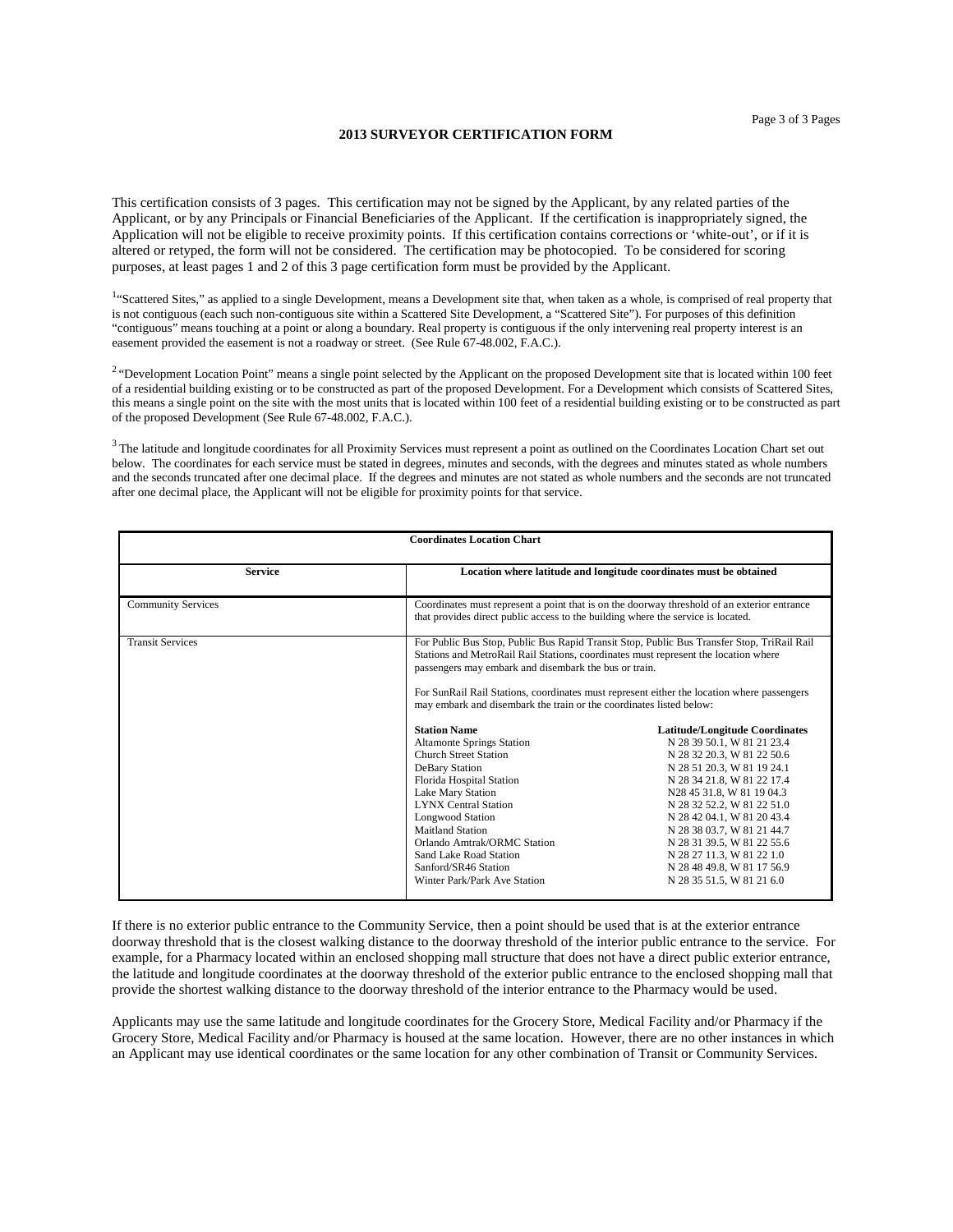## 2013 SURVEYOR CERTIFICATION FORM

This certification consists of 3 pages. This certification may not be signed by the Applicant, by any related parties of the Applicant, or by any Principals or Financial Beneficiaries of the Applicant. If the certification is inappropriately signed, the Application will not be eligible to receive proximity points. If this certification contains corrections or 'white-out', or if it is altered or retyped, the form will not be considered. The certification may be photocopied. To be considered for scoring purposes, at least pages 1 and 2 of this 3 page certification form must be provided by the Applicant.

[1] "Scattered Sites," as applied to a single Development, means a Development site that, when taken as a whole, is comprised of real property that is not contiguous (each such non-contiguous site within a Scattered Site Development, a "Scattered Site"). For purposes of this definition "contiguous" means touching at a point or along a boundary. Real property is contiguous if the only intervening real property interest is an easement provided the easement is not a roadway or street. (See Rule 67-48.002, F.A.C.).

[2] "Development Location Point" means a single point selected by the Applicant on the proposed Development site that is located within 100 feet of a residential building existing or to be constructed as part of the proposed Development. For a Development which consists of Scattered Sites, this means a single point on the site with the most units that is located within 100 feet of a residential building existing or to be constructed as part of the proposed Development (See Rule 67-48.002, F.A.C.).

[3] The latitude and longitude coordinates for all Proximity Services must represent a point as outlined on the Coordinates Location Chart set out below. The coordinates for each service must be stated in degrees, minutes and seconds, with the degrees and minutes stated as whole numbers and the seconds truncated after one decimal place. If the degrees and minutes are not stated as whole numbers and the seconds are not truncated after one decimal place, the Applicant will not be eligible for proximity points for that service.

**Coordinates Location Chart**

| Service | Location where latitude and longitude coordinates must be obtained |
|---|---|
| Community Services | Coordinates must represent a point that is on the doorway threshold of an exterior entrance that provides direct public access to the building where the service is located. |
| Transit Services | For Public Bus Stop, Public Bus Rapid Transit Stop, Public Bus Transfer Stop, TriRail Rail Stations and MetroRail Rail Stations, coordinates must represent the location where passengers may embark and disembark the bus or train.<br><br>For SunRail Rail Stations, coordinates must represent either the location where passengers may embark and disembark the train or the coordinates listed below:<br><br>**Station Name** — **Latitude/Longitude Coordinates**<br>Altamonte Springs Station — N 28 39 50.1, W 81 21 23.4<br>Church Street Station — N 28 32 20.3, W 81 22 50.6<br>DeBary Station — N 28 51 20.3, W 81 19 24.1<br>Florida Hospital Station — N 28 34 21.8, W 81 22 17.4<br>Lake Mary Station — N28 45 31.8, W 81 19 04.3<br>LYNX Central Station — N 28 32 52.2, W 81 22 51.0<br>Longwood Station — N 28 42 04.1, W 81 20 43.4<br>Maitland Station — N 28 38 03.7, W 81 21 44.7<br>Orlando Amtrak/ORMC Station — N 28 31 39.5, W 81 22 55.6<br>Sand Lake Road Station — N 28 27 11.3, W 81 22 1.0<br>Sanford/SR46 Station — N 28 48 49.8, W 81 17 56.9<br>Winter Park/Park Ave Station — N 28 35 51.5, W 81 21 6.0 |

If there is no exterior public entrance to the Community Service, then a point should be used that is at the exterior entrance doorway threshold that is the closest walking distance to the doorway threshold of the interior public entrance to the service. For example, for a Pharmacy located within an enclosed shopping mall structure that does not have a direct public exterior entrance, the latitude and longitude coordinates at the doorway threshold of the exterior public entrance to the enclosed shopping mall that provide the shortest walking distance to the doorway threshold of the interior entrance to the Pharmacy would be used.

Applicants may use the same latitude and longitude coordinates for the Grocery Store, Medical Facility and/or Pharmacy if the Grocery Store, Medical Facility and/or Pharmacy is housed at the same location. However, there are no other instances in which an Applicant may use identical coordinates or the same location for any other combination of Transit or Community Services.